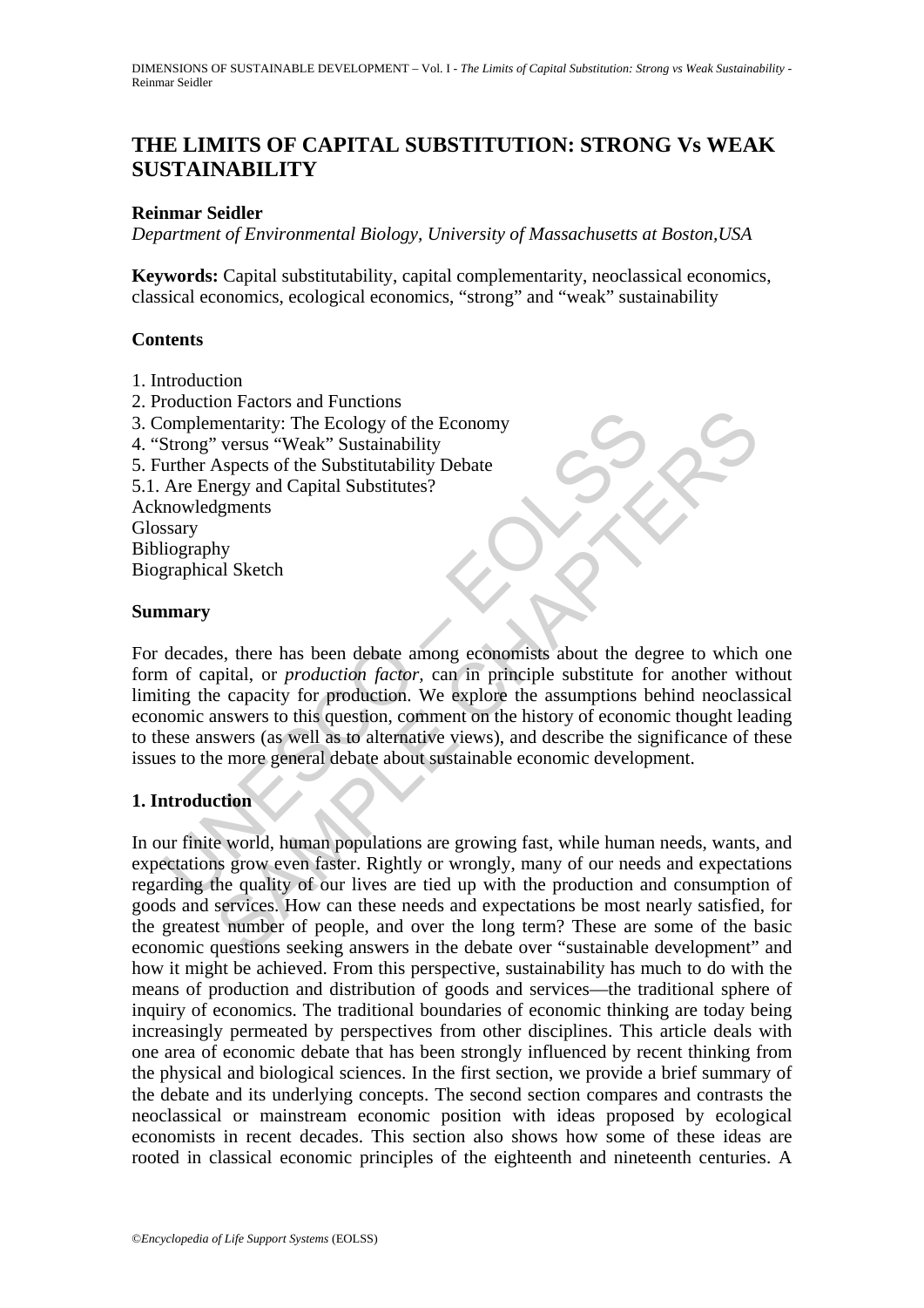# THE LIMITS OF CAPITAL SUBSTITUTION: STRONG Vs WEAK SUSTAINABILITY

**Reinmar Seidler**

*Department of Environmental Biology, University of Massachusetts at Boston,USA*

**Keywords:** Capital substitutability, capital complementarity, neoclassical economics, classical economics, ecological economics, "strong" and "weak" sustainability

## Contents

1. Introduction
2. Production Factors and Functions
3. Complementarity: The Ecology of the Economy
4. "Strong" versus "Weak" Sustainability
5. Further Aspects of the Substitutability Debate
5.1. Are Energy and Capital Substitutes?

Acknowledgments
Glossary
Bibliography
Biographical Sketch

## Summary

For decades, there has been debate among economists about the degree to which one form of capital, or *production factor,* can in principle substitute for another without limiting the capacity for production. We explore the assumptions behind neoclassical economic answers to this question, comment on the history of economic thought leading to these answers (as well as to alternative views), and describe the significance of these issues to the more general debate about sustainable economic development.

## 1. Introduction

In our finite world, human populations are growing fast, while human needs, wants, and expectations grow even faster. Rightly or wrongly, many of our needs and expectations regarding the quality of our lives are tied up with the production and consumption of goods and services. How can these needs and expectations be most nearly satisfied, for the greatest number of people, and over the long term? These are some of the basic economic questions seeking answers in the debate over "sustainable development" and how it might be achieved. From this perspective, sustainability has much to do with the means of production and distribution of goods and services—the traditional sphere of inquiry of economics. The traditional boundaries of economic thinking are today being increasingly permeated by perspectives from other disciplines. This article deals with one area of economic debate that has been strongly influenced by recent thinking from the physical and biological sciences. In the first section, we provide a brief summary of the debate and its underlying concepts. The second section compares and contrasts the neoclassical or mainstream economic position with ideas proposed by ecological economists in recent decades. This section also shows how some of these ideas are rooted in classical economic principles of the eighteenth and nineteenth centuries. A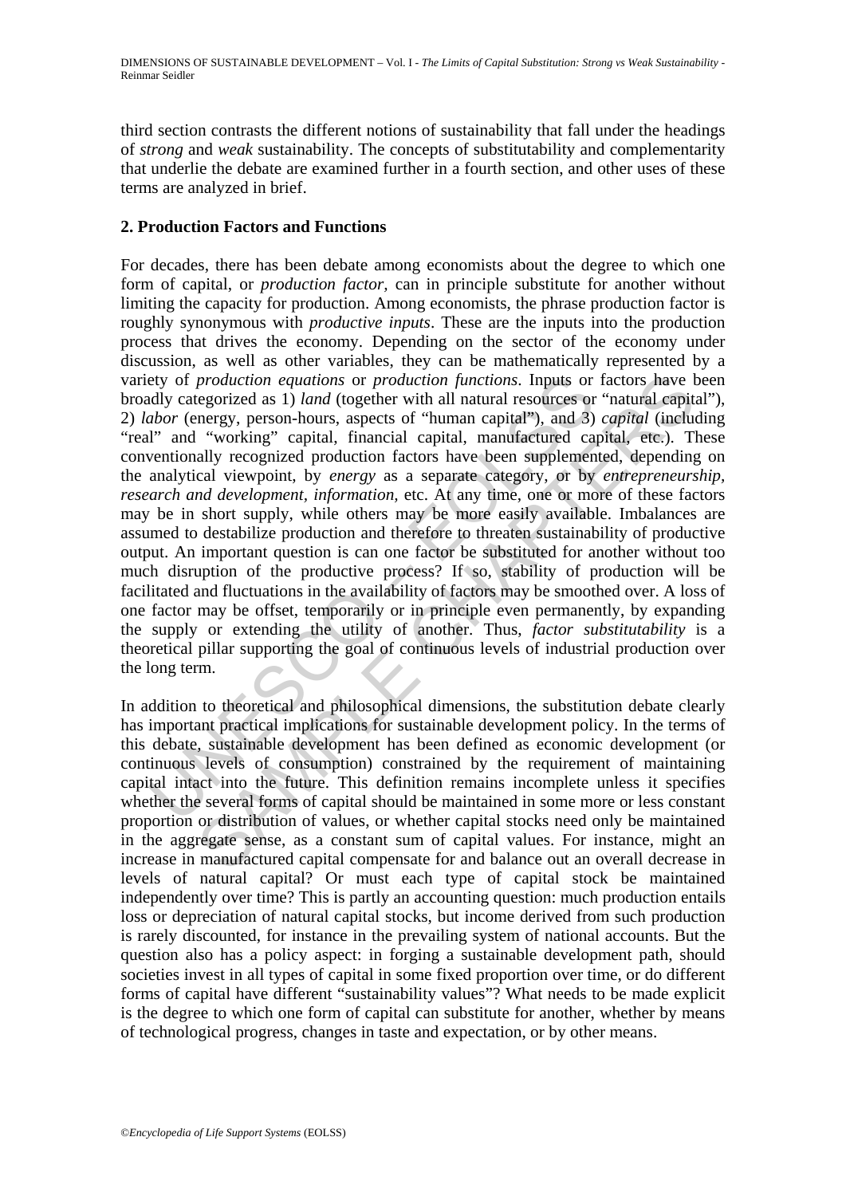third section contrasts the different notions of sustainability that fall under the headings of *strong* and *weak* sustainability. The concepts of substitutability and complementarity that underlie the debate are examined further in a fourth section, and other uses of these terms are analyzed in brief.

## 2. Production Factors and Functions

For decades, there has been debate among economists about the degree to which one form of capital, or *production factor*, can in principle substitute for another without limiting the capacity for production. Among economists, the phrase production factor is roughly synonymous with *productive inputs*. These are the inputs into the production process that drives the economy. Depending on the sector of the economy under discussion, as well as other variables, they can be mathematically represented by a variety of *production equations* or *production functions*. Inputs or factors have been broadly categorized as 1) *land* (together with all natural resources or "natural capital"), 2) *labor* (energy, person-hours, aspects of "human capital"), and 3) *capital* (including "real" and "working" capital, financial capital, manufactured capital, etc.). These conventionally recognized production factors have been supplemented, depending on the analytical viewpoint, by *energy* as a separate category, or by *entrepreneurship*, *research and development*, *information*, etc. At any time, one or more of these factors may be in short supply, while others may be more easily available. Imbalances are assumed to destabilize production and therefore to threaten sustainability of productive output. An important question is can one factor be substituted for another without too much disruption of the productive process? If so, stability of production will be facilitated and fluctuations in the availability of factors may be smoothed over. A loss of one factor may be offset, temporarily or in principle even permanently, by expanding the supply or extending the utility of another. Thus, *factor substitutability* is a theoretical pillar supporting the goal of continuous levels of industrial production over the long term.

In addition to theoretical and philosophical dimensions, the substitution debate clearly has important practical implications for sustainable development policy. In the terms of this debate, sustainable development has been defined as economic development (or continuous levels of consumption) constrained by the requirement of maintaining capital intact into the future. This definition remains incomplete unless it specifies whether the several forms of capital should be maintained in some more or less constant proportion or distribution of values, or whether capital stocks need only be maintained in the aggregate sense, as a constant sum of capital values. For instance, might an increase in manufactured capital compensate for and balance out an overall decrease in levels of natural capital? Or must each type of capital stock be maintained independently over time? This is partly an accounting question: much production entails loss or depreciation of natural capital stocks, but income derived from such production is rarely discounted, for instance in the prevailing system of national accounts. But the question also has a policy aspect: in forging a sustainable development path, should societies invest in all types of capital in some fixed proportion over time, or do different forms of capital have different "sustainability values"? What needs to be made explicit is the degree to which one form of capital can substitute for another, whether by means of technological progress, changes in taste and expectation, or by other means.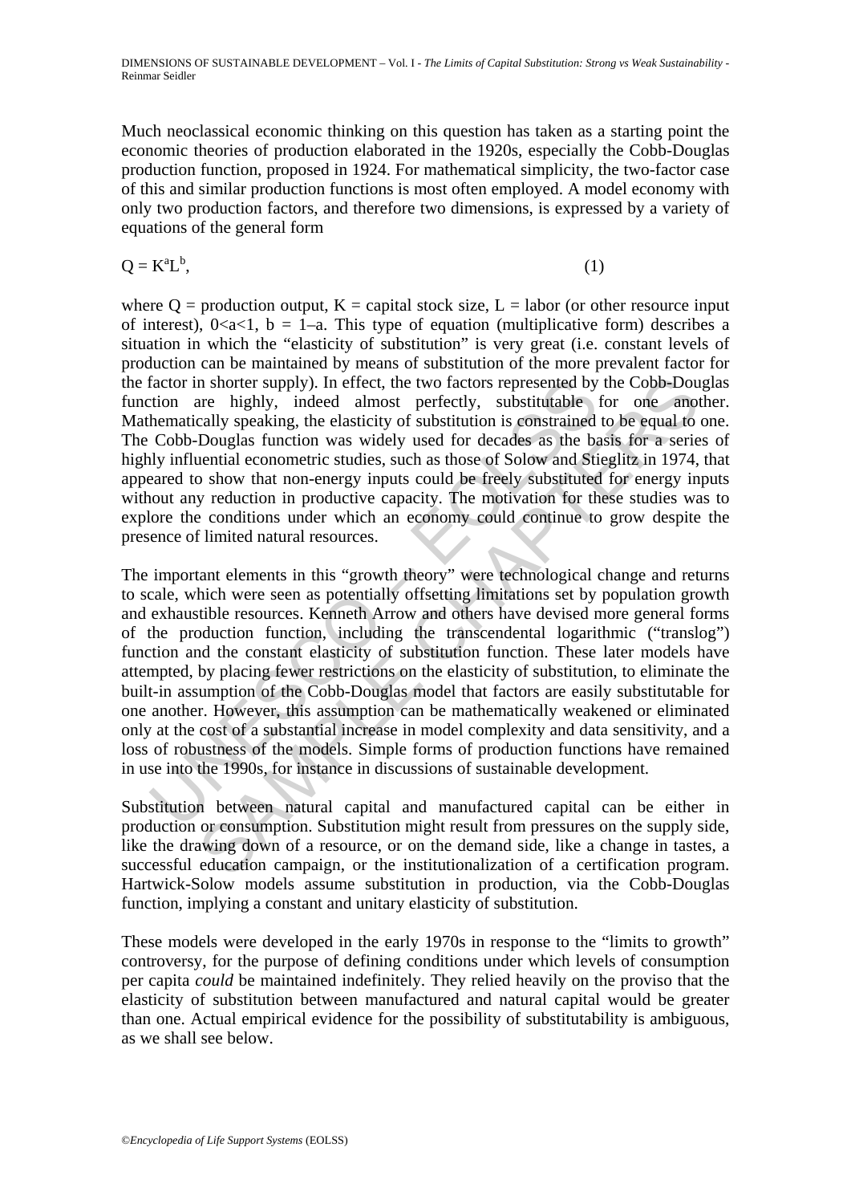Much neoclassical economic thinking on this question has taken as a starting point the economic theories of production elaborated in the 1920s, especially the Cobb-Douglas production function, proposed in 1924. For mathematical simplicity, the two-factor case of this and similar production functions is most often employed. A model economy with only two production factors, and therefore two dimensions, is expressed by a variety of equations of the general form

$$Q = K^a L^b, \quad (1)$$

where Q = production output, K = capital stock size, L = labor (or other resource input of interest), $0<a<1$, $b = 1–a$. This type of equation (multiplicative form) describes a situation in which the "elasticity of substitution" is very great (i.e. constant levels of production can be maintained by means of substitution of the more prevalent factor for the factor in shorter supply). In effect, the two factors represented by the Cobb-Douglas function are highly, indeed almost perfectly, substitutable for one another. Mathematically speaking, the elasticity of substitution is constrained to be equal to one. The Cobb-Douglas function was widely used for decades as the basis for a series of highly influential econometric studies, such as those of Solow and Stieglitz in 1974, that appeared to show that non-energy inputs could be freely substituted for energy inputs without any reduction in productive capacity. The motivation for these studies was to explore the conditions under which an economy could continue to grow despite the presence of limited natural resources.

The important elements in this "growth theory" were technological change and returns to scale, which were seen as potentially offsetting limitations set by population growth and exhaustible resources. Kenneth Arrow and others have devised more general forms of the production function, including the transcendental logarithmic ("translog") function and the constant elasticity of substitution function. These later models have attempted, by placing fewer restrictions on the elasticity of substitution, to eliminate the built-in assumption of the Cobb-Douglas model that factors are easily substitutable for one another. However, this assumption can be mathematically weakened or eliminated only at the cost of a substantial increase in model complexity and data sensitivity, and a loss of robustness of the models. Simple forms of production functions have remained in use into the 1990s, for instance in discussions of sustainable development.

Substitution between natural capital and manufactured capital can be either in production or consumption. Substitution might result from pressures on the supply side, like the drawing down of a resource, or on the demand side, like a change in tastes, a successful education campaign, or the institutionalization of a certification program. Hartwick-Solow models assume substitution in production, via the Cobb-Douglas function, implying a constant and unitary elasticity of substitution.

These models were developed in the early 1970s in response to the "limits to growth" controversy, for the purpose of defining conditions under which levels of consumption per capita *could* be maintained indefinitely. They relied heavily on the proviso that the elasticity of substitution between manufactured and natural capital would be greater than one. Actual empirical evidence for the possibility of substitutability is ambiguous, as we shall see below.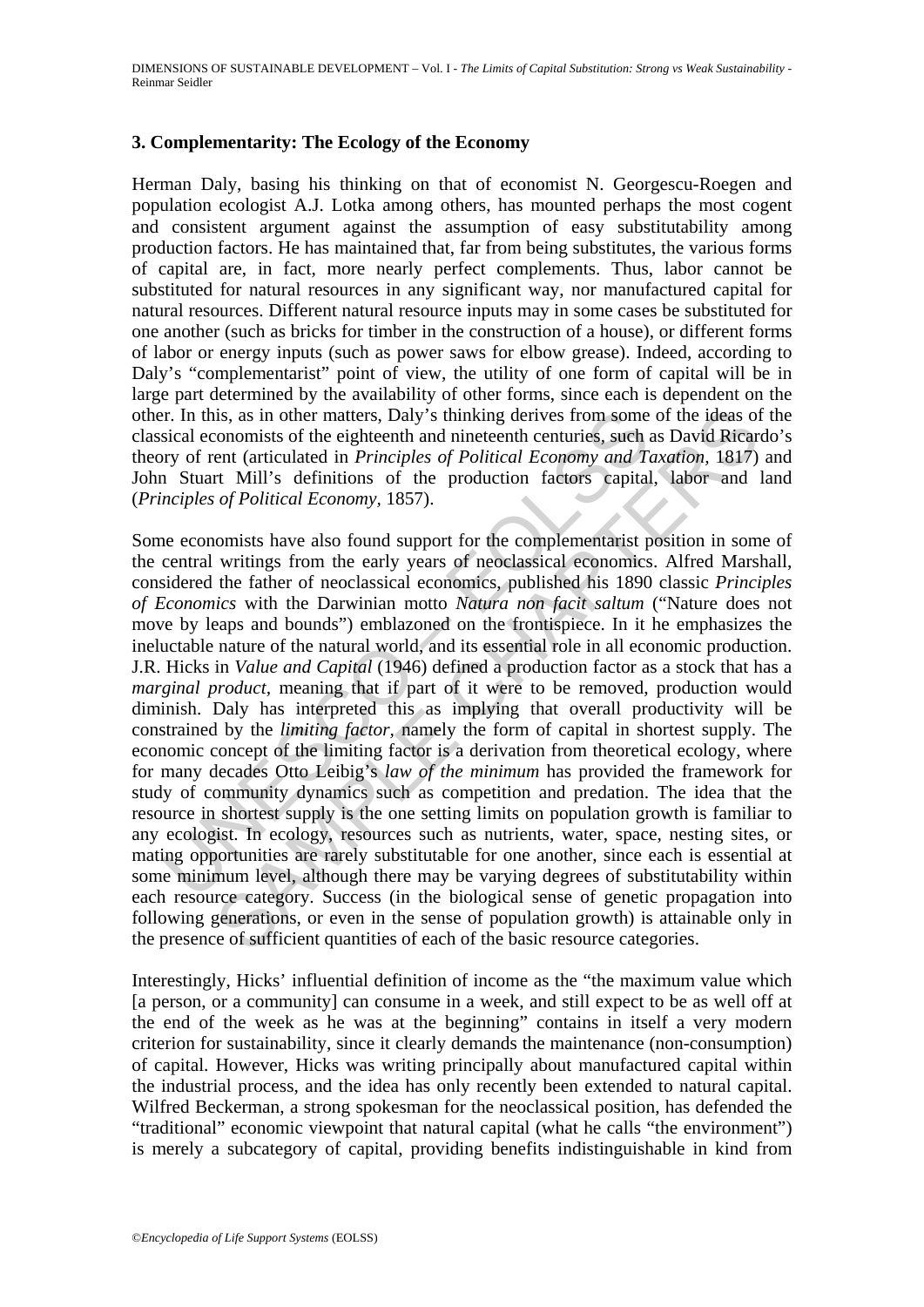### 3. Complementarity: The Ecology of the Economy

Herman Daly, basing his thinking on that of economist N. Georgescu-Roegen and population ecologist A.J. Lotka among others, has mounted perhaps the most cogent and consistent argument against the assumption of easy substitutability among production factors. He has maintained that, far from being substitutes, the various forms of capital are, in fact, more nearly perfect complements. Thus, labor cannot be substituted for natural resources in any significant way, nor manufactured capital for natural resources. Different natural resource inputs may in some cases be substituted for one another (such as bricks for timber in the construction of a house), or different forms of labor or energy inputs (such as power saws for elbow grease). Indeed, according to Daly's "complementarist" point of view, the utility of one form of capital will be in large part determined by the availability of other forms, since each is dependent on the other. In this, as in other matters, Daly's thinking derives from some of the ideas of the classical economists of the eighteenth and nineteenth centuries, such as David Ricardo's theory of rent (articulated in *Principles of Political Economy and Taxation*, 1817) and John Stuart Mill's definitions of the production factors capital, labor and land (*Principles of Political Economy*, 1857).

Some economists have also found support for the complementarist position in some of the central writings from the early years of neoclassical economics. Alfred Marshall, considered the father of neoclassical economics, published his 1890 classic *Principles of Economics* with the Darwinian motto *Natura non facit saltum* ("Nature does not move by leaps and bounds") emblazoned on the frontispiece. In it he emphasizes the ineluctable nature of the natural world, and its essential role in all economic production. J.R. Hicks in *Value and Capital* (1946) defined a production factor as a stock that has a *marginal product*, meaning that if part of it were to be removed, production would diminish. Daly has interpreted this as implying that overall productivity will be constrained by the *limiting factor*, namely the form of capital in shortest supply. The economic concept of the limiting factor is a derivation from theoretical ecology, where for many decades Otto Leibig's *law of the minimum* has provided the framework for study of community dynamics such as competition and predation. The idea that the resource in shortest supply is the one setting limits on population growth is familiar to any ecologist. In ecology, resources such as nutrients, water, space, nesting sites, or mating opportunities are rarely substitutable for one another, since each is essential at some minimum level, although there may be varying degrees of substitutability within each resource category. Success (in the biological sense of genetic propagation into following generations, or even in the sense of population growth) is attainable only in the presence of sufficient quantities of each of the basic resource categories.

Interestingly, Hicks' influential definition of income as the "the maximum value which [a person, or a community] can consume in a week, and still expect to be as well off at the end of the week as he was at the beginning" contains in itself a very modern criterion for sustainability, since it clearly demands the maintenance (non-consumption) of capital. However, Hicks was writing principally about manufactured capital within the industrial process, and the idea has only recently been extended to natural capital. Wilfred Beckerman, a strong spokesman for the neoclassical position, has defended the "traditional" economic viewpoint that natural capital (what he calls "the environment") is merely a subcategory of capital, providing benefits indistinguishable in kind from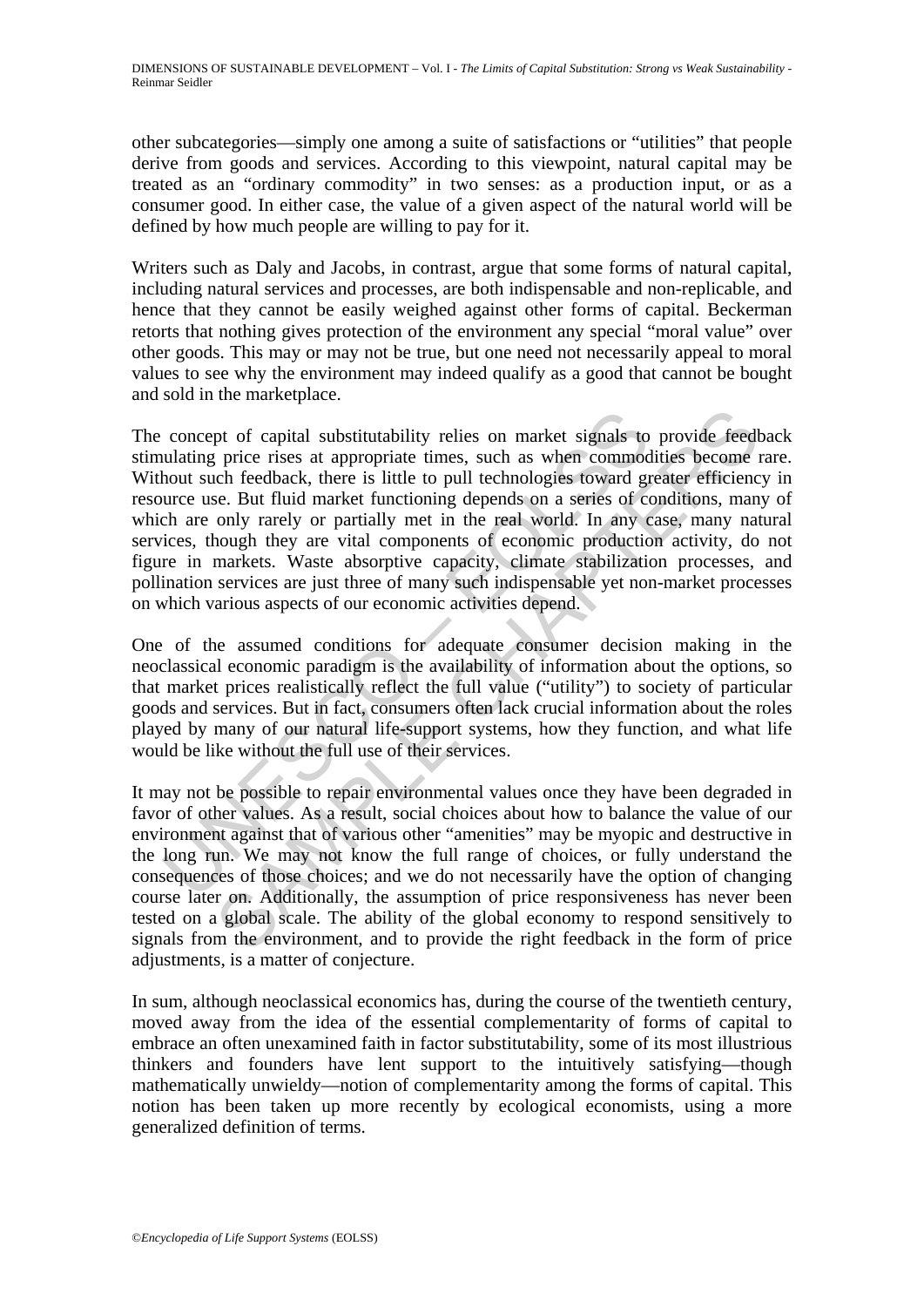other subcategories—simply one among a suite of satisfactions or "utilities" that people derive from goods and services. According to this viewpoint, natural capital may be treated as an "ordinary commodity" in two senses: as a production input, or as a consumer good. In either case, the value of a given aspect of the natural world will be defined by how much people are willing to pay for it.

Writers such as Daly and Jacobs, in contrast, argue that some forms of natural capital, including natural services and processes, are both indispensable and non-replicable, and hence that they cannot be easily weighed against other forms of capital. Beckerman retorts that nothing gives protection of the environment any special "moral value" over other goods. This may or may not be true, but one need not necessarily appeal to moral values to see why the environment may indeed qualify as a good that cannot be bought and sold in the marketplace.

The concept of capital substitutability relies on market signals to provide feedback stimulating price rises at appropriate times, such as when commodities become rare. Without such feedback, there is little to pull technologies toward greater efficiency in resource use. But fluid market functioning depends on a series of conditions, many of which are only rarely or partially met in the real world. In any case, many natural services, though they are vital components of economic production activity, do not figure in markets. Waste absorptive capacity, climate stabilization processes, and pollination services are just three of many such indispensable yet non-market processes on which various aspects of our economic activities depend.

One of the assumed conditions for adequate consumer decision making in the neoclassical economic paradigm is the availability of information about the options, so that market prices realistically reflect the full value ("utility") to society of particular goods and services. But in fact, consumers often lack crucial information about the roles played by many of our natural life-support systems, how they function, and what life would be like without the full use of their services.

It may not be possible to repair environmental values once they have been degraded in favor of other values. As a result, social choices about how to balance the value of our environment against that of various other "amenities" may be myopic and destructive in the long run. We may not know the full range of choices, or fully understand the consequences of those choices; and we do not necessarily have the option of changing course later on. Additionally, the assumption of price responsiveness has never been tested on a global scale. The ability of the global economy to respond sensitively to signals from the environment, and to provide the right feedback in the form of price adjustments, is a matter of conjecture.

In sum, although neoclassical economics has, during the course of the twentieth century, moved away from the idea of the essential complementarity of forms of capital to embrace an often unexamined faith in factor substitutability, some of its most illustrious thinkers and founders have lent support to the intuitively satisfying—though mathematically unwieldy—notion of complementarity among the forms of capital. This notion has been taken up more recently by ecological economists, using a more generalized definition of terms.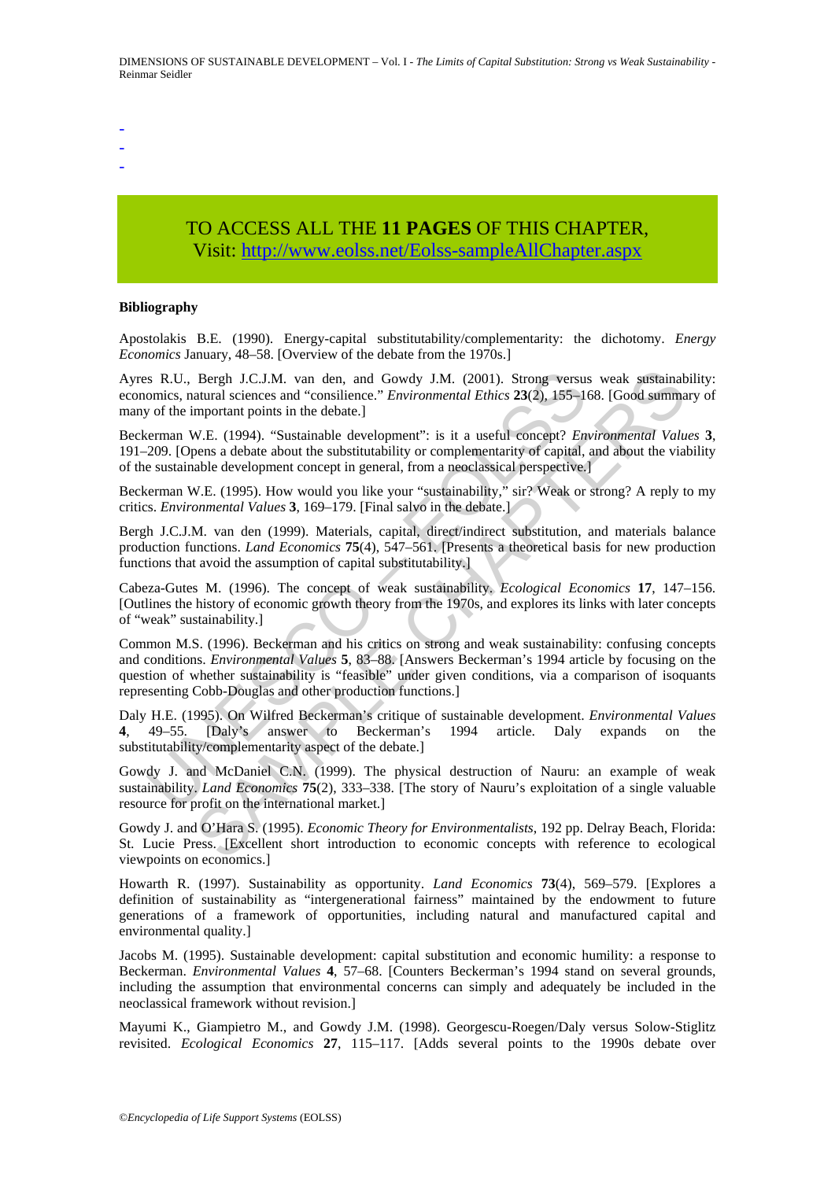-
-
-

TO ACCESS ALL THE **11 PAGES** OF THIS CHAPTER,
Visit: http://www.eolss.net/Eolss-sampleAllChapter.aspx

**Bibliography**

Apostolakis B.E. (1990). Energy-capital substitutability/complementarity: the dichotomy. *Energy Economics* January, 48–58. [Overview of the debate from the 1970s.]

Ayres R.U., Bergh J.C.J.M. van den, and Gowdy J.M. (2001). Strong versus weak sustainability: economics, natural sciences and "consilience." *Environmental Ethics* **23**(2), 155–168. [Good summary of many of the important points in the debate.]

Beckerman W.E. (1994). "Sustainable development": is it a useful concept? *Environmental Values* **3**, 191–209. [Opens a debate about the substitutability or complementarity of capital, and about the viability of the sustainable development concept in general, from a neoclassical perspective.]

Beckerman W.E. (1995). How would you like your "sustainability," sir? Weak or strong? A reply to my critics. *Environmental Values* **3**, 169–179. [Final salvo in the debate.]

Bergh J.C.J.M. van den (1999). Materials, capital, direct/indirect substitution, and materials balance production functions. *Land Economics* **75**(4), 547–561. [Presents a theoretical basis for new production functions that avoid the assumption of capital substitutability.]

Cabeza-Gutes M. (1996). The concept of weak sustainability. *Ecological Economics* **17**, 147–156. [Outlines the history of economic growth theory from the 1970s, and explores its links with later concepts of "weak" sustainability.]

Common M.S. (1996). Beckerman and his critics on strong and weak sustainability: confusing concepts and conditions. *Environmental Values* **5**, 83–88. [Answers Beckerman's 1994 article by focusing on the question of whether sustainability is "feasible" under given conditions, via a comparison of isoquants representing Cobb-Douglas and other production functions.]

Daly H.E. (1995). On Wilfred Beckerman's critique of sustainable development. *Environmental Values* **4**, 49–55. [Daly's answer to Beckerman's 1994 article. Daly expands on the substitutability/complementarity aspect of the debate.]

Gowdy J. and McDaniel C.N. (1999). The physical destruction of Nauru: an example of weak sustainability. *Land Economics* **75**(2), 333–338. [The story of Nauru's exploitation of a single valuable resource for profit on the international market.]

Gowdy J. and O'Hara S. (1995). *Economic Theory for Environmentalists*, 192 pp. Delray Beach, Florida: St. Lucie Press. [Excellent short introduction to economic concepts with reference to ecological viewpoints on economics.]

Howarth R. (1997). Sustainability as opportunity. *Land Economics* **73**(4), 569–579. [Explores a definition of sustainability as "intergenerational fairness" maintained by the endowment to future generations of a framework of opportunities, including natural and manufactured capital and environmental quality.]

Jacobs M. (1995). Sustainable development: capital substitution and economic humility: a response to Beckerman. *Environmental Values* **4**, 57–68. [Counters Beckerman's 1994 stand on several grounds, including the assumption that environmental concerns can simply and adequately be included in the neoclassical framework without revision.]

Mayumi K., Giampietro M., and Gowdy J.M. (1998). Georgescu-Roegen/Daly versus Solow-Stiglitz revisited. *Ecological Economics* **27**, 115–117. [Adds several points to the 1990s debate over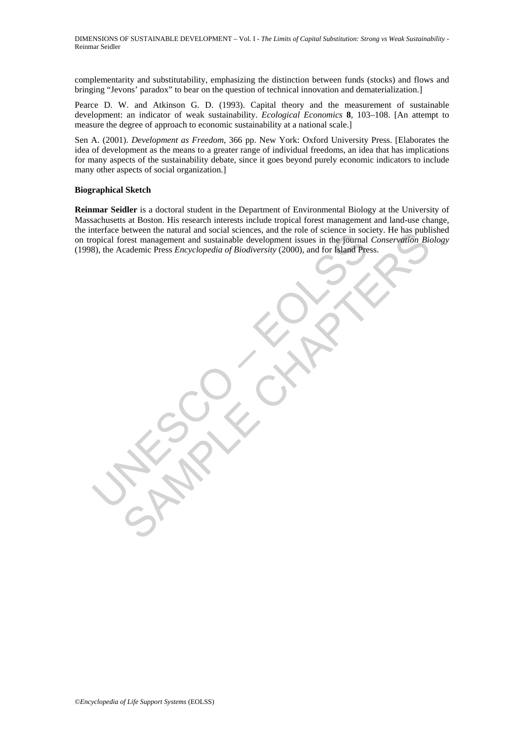complementarity and substitutability, emphasizing the distinction between funds (stocks) and flows and bringing "Jevons' paradox" to bear on the question of technical innovation and dematerialization.]

Pearce D. W. and Atkinson G. D. (1993). Capital theory and the measurement of sustainable development: an indicator of weak sustainability. *Ecological Economics* **8**, 103–108. [An attempt to measure the degree of approach to economic sustainability at a national scale.]

Sen A. (2001). *Development as Freedom*, 366 pp. New York: Oxford University Press. [Elaborates the idea of development as the means to a greater range of individual freedoms, an idea that has implications for many aspects of the sustainability debate, since it goes beyond purely economic indicators to include many other aspects of social organization.]

### Biographical Sketch

**Reinmar Seidler** is a doctoral student in the Department of Environmental Biology at the University of Massachusetts at Boston. His research interests include tropical forest management and land-use change, the interface between the natural and social sciences, and the role of science in society. He has published on tropical forest management and sustainable development issues in the journal *Conservation Biology* (1998), the Academic Press *Encyclopedia of Biodiversity* (2000), and for Island Press.